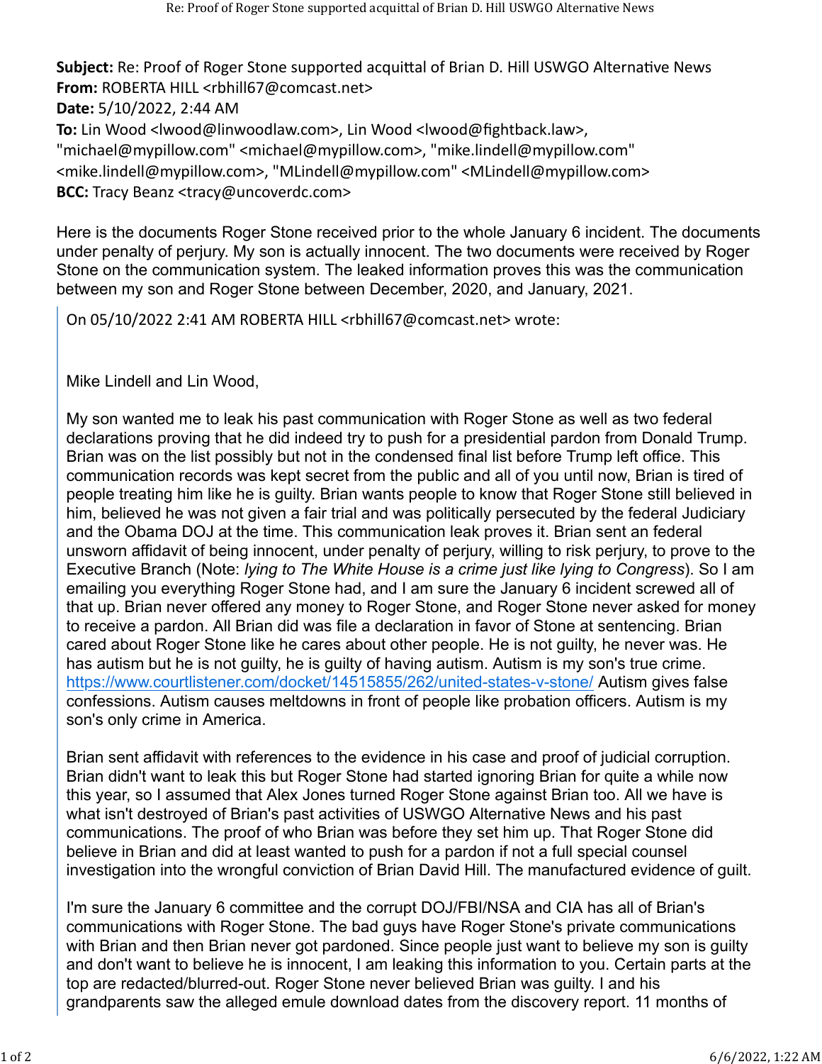**Subject:** Re: Proof of Roger Stone supported acquittal of Brian D. Hill USWGO Alternative News
**From:** ROBERTA HILL <rbhill67@comcast.net>
**Date:** 5/10/2022, 2:44 AM
**To:** Lin Wood <lwood@linwoodlaw.com>, Lin Wood <lwood@fightback.law>, "michael@mypillow.com" <michael@mypillow.com>, "mike.lindell@mypillow.com" <mike.lindell@mypillow.com>, "MLindell@mypillow.com" <MLindell@mypillow.com>
**BCC:** Tracy Beanz <tracy@uncoverdc.com>

Here is the documents Roger Stone received prior to the whole January 6 incident. The documents under penalty of perjury. My son is actually innocent. The two documents were received by Roger Stone on the communication system. The leaked information proves this was the communication between my son and Roger Stone between December, 2020, and January, 2021.

> On 05/10/2022 2:41 AM ROBERTA HILL <rbhill67@comcast.net> wrote:
>
> Mike Lindell and Lin Wood,
>
> My son wanted me to leak his past communication with Roger Stone as well as two federal declarations proving that he did indeed try to push for a presidential pardon from Donald Trump. Brian was on the list possibly but not in the condensed final list before Trump left office. This communication records was kept secret from the public and all of you until now, Brian is tired of people treating him like he is guilty. Brian wants people to know that Roger Stone still believed in him, believed he was not given a fair trial and was politically persecuted by the federal Judiciary and the Obama DOJ at the time. This communication leak proves it. Brian sent an federal unsworn affidavit of being innocent, under penalty of perjury, willing to risk perjury, to prove to the Executive Branch (Note: *lying to The White House is a crime just like lying to Congress*). So I am emailing you everything Roger Stone had, and I am sure the January 6 incident screwed all of that up. Brian never offered any money to Roger Stone, and Roger Stone never asked for money to receive a pardon. All Brian did was file a declaration in favor of Stone at sentencing. Brian cared about Roger Stone like he cares about other people. He is not guilty, he never was. He has autism but he is not guilty, he is guilty of having autism. Autism is my son's true crime. https://www.courtlistener.com/docket/14515855/262/united-states-v-stone/ Autism gives false confessions. Autism causes meltdowns in front of people like probation officers. Autism is my son's only crime in America.
>
> Brian sent affidavit with references to the evidence in his case and proof of judicial corruption. Brian didn't want to leak this but Roger Stone had started ignoring Brian for quite a while now this year, so I assumed that Alex Jones turned Roger Stone against Brian too. All we have is what isn't destroyed of Brian's past activities of USWGO Alternative News and his past communications. The proof of who Brian was before they set him up. That Roger Stone did believe in Brian and did at least wanted to push for a pardon if not a full special counsel investigation into the wrongful conviction of Brian David Hill. The manufactured evidence of guilt.
>
> I'm sure the January 6 committee and the corrupt DOJ/FBI/NSA and CIA has all of Brian's communications with Roger Stone. The bad guys have Roger Stone's private communications with Brian and then Brian never got pardoned. Since people just want to believe my son is guilty and don't want to believe he is innocent, I am leaking this information to you. Certain parts at the top are redacted/blurred-out. Roger Stone never believed Brian was guilty. I and his grandparents saw the alleged emule download dates from the discovery report. 11 months of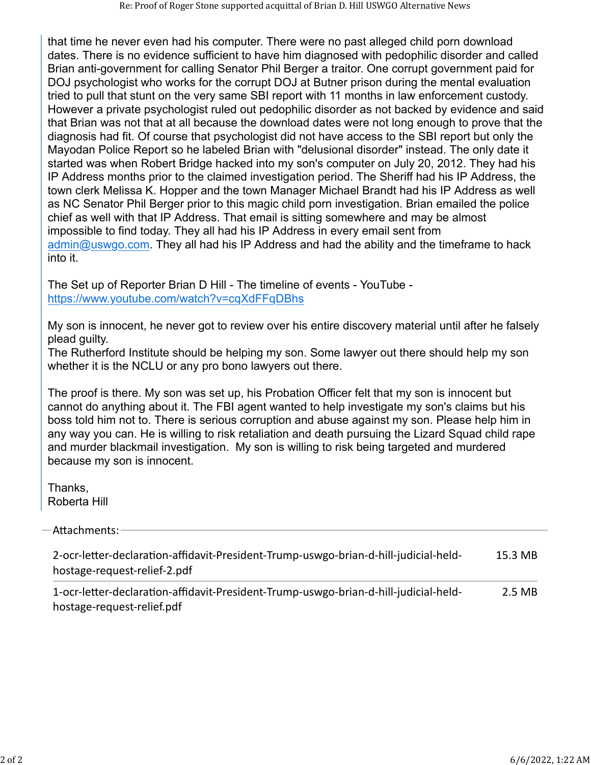that time he never even had his computer. There were no past alleged child porn download dates. There is no evidence sufficient to have him diagnosed with pedophilic disorder and called Brian anti-government for calling Senator Phil Berger a traitor. One corrupt government paid for DOJ psychologist who works for the corrupt DOJ at Butner prison during the mental evaluation tried to pull that stunt on the very same SBI report with 11 months in law enforcement custody. However a private psychologist ruled out pedophilic disorder as not backed by evidence and said that Brian was not that at all because the download dates were not long enough to prove that the diagnosis had fit. Of course that psychologist did not have access to the SBI report but only the Mayodan Police Report so he labeled Brian with "delusional disorder" instead. The only date it started was when Robert Bridge hacked into my son's computer on July 20, 2012. They had his IP Address months prior to the claimed investigation period. The Sheriff had his IP Address, the town clerk Melissa K. Hopper and the town Manager Michael Brandt had his IP Address as well as NC Senator Phil Berger prior to this magic child porn investigation. Brian emailed the police chief as well with that IP Address. That email is sitting somewhere and may be almost impossible to find today. They all had his IP Address in every email sent from admin@uswgo.com. They all had his IP Address and had the ability and the timeframe to hack into it.

The Set up of Reporter Brian D Hill - The timeline of events - YouTube - https://www.youtube.com/watch?v=cqXdFFqDBhs

My son is innocent, he never got to review over his entire discovery material until after he falsely plead guilty.
The Rutherford Institute should be helping my son. Some lawyer out there should help my son whether it is the NCLU or any pro bono lawyers out there.

The proof is there. My son was set up, his Probation Officer felt that my son is innocent but cannot do anything about it. The FBI agent wanted to help investigate my son's claims but his boss told him not to. There is serious corruption and abuse against my son. Please help him in any way you can. He is willing to risk retaliation and death pursuing the Lizard Squad child rape and murder blackmail investigation. My son is willing to risk being targeted and murdered because my son is innocent.

Thanks,
Roberta Hill

Attachments:

| | |
|---|---|
| 2-ocr-letter-declaration-affidavit-President-Trump-uswgo-brian-d-hill-judicial-held-hostage-request-relief-2.pdf | 15.3 MB |
| 1-ocr-letter-declaration-affidavit-President-Trump-uswgo-brian-d-hill-judicial-held-hostage-request-relief.pdf | 2.5 MB |